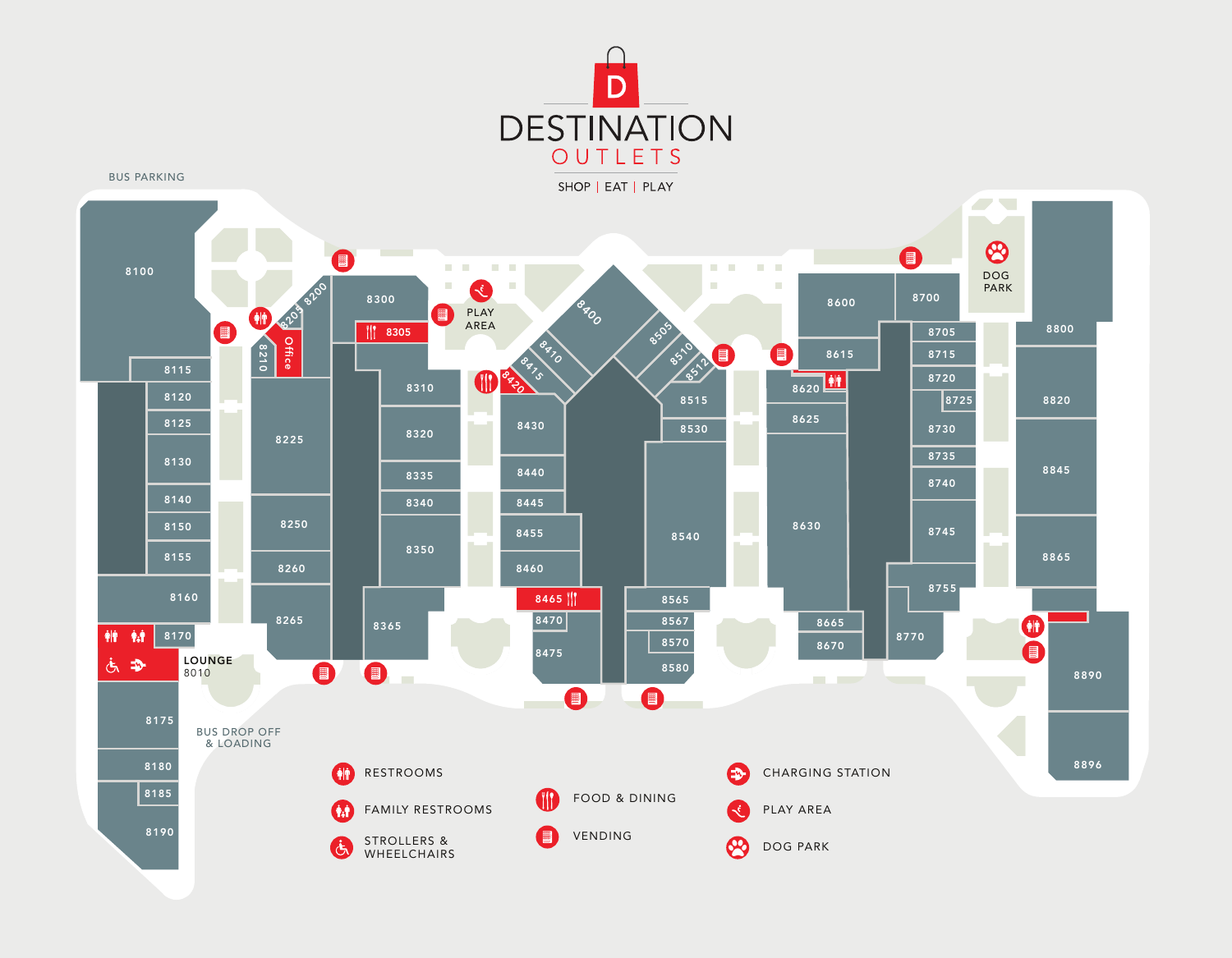# DESTINATION OUTLETS

SHOP | EAT | PLAY

BUS PARKING

8100
8115
8120
8125
8130
8140
8150
8155
8160
8170
LOUNGE 8010
8175
8180
8185
8190

BUS DROP OFF & LOADING

8200
8205
8210
Office
8225
8250
8260
8265

8300
8305
8310
8320
8335
8340
8350
8365

PLAY AREA

8400
8410
8415
8420
8430
8440
8445
8455
8460
8465
8470
8475

8505
8510
8512
8515
8530
8540
8565
8567
8570
8580

8600
8615
8620
8625
8630
8665
8670

8700
8705
8715
8720
8725
8730
8735
8740
8745
8755
8770

DOG PARK

8800
8820
8845
8865
8890
8896

- RESTROOMS
- FAMILY RESTROOMS
- STROLLERS & WHEELCHAIRS
- FOOD & DINING
- VENDING
- CHARGING STATION
- PLAY AREA
- DOG PARK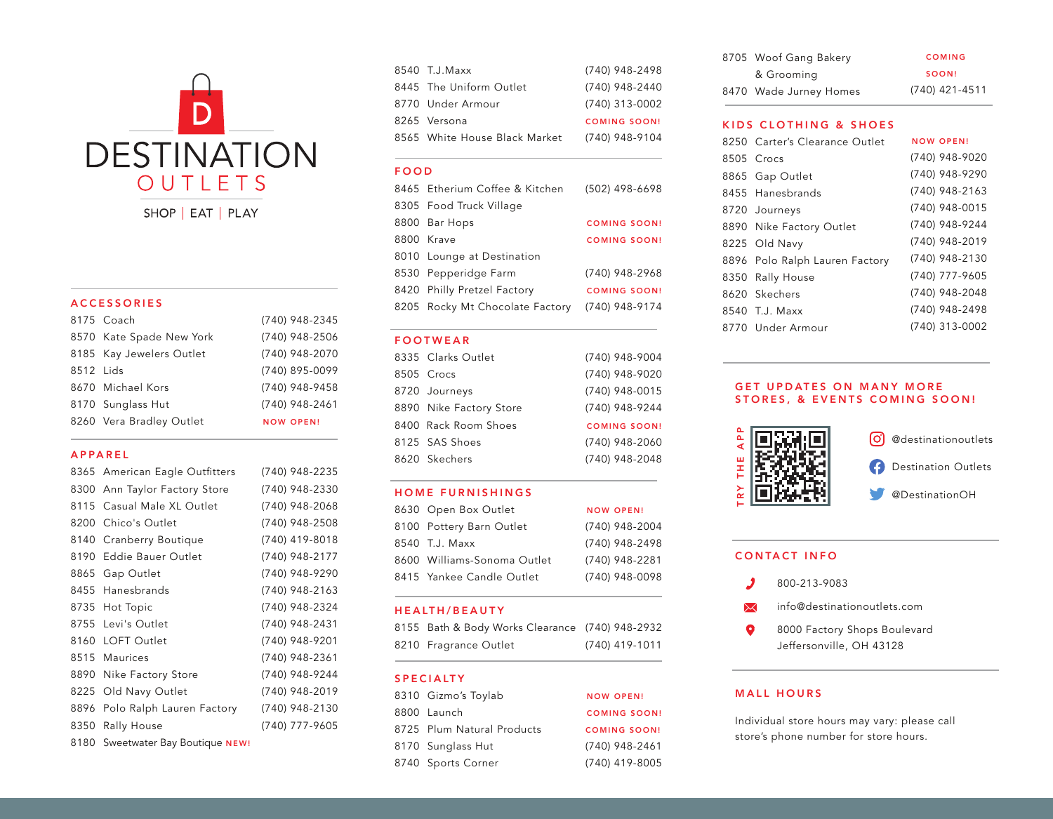# DESTINATION OUTLETS

SHOP | EAT | PLAY

## ACCESSORIES

| | | |
|---|---|---|
| 8175 | Coach | (740) 948-2345 |
| 8570 | Kate Spade New York | (740) 948-2506 |
| 8185 | Kay Jewelers Outlet | (740) 948-2070 |
| 8512 | Lids | (740) 895-0099 |
| 8670 | Michael Kors | (740) 948-9458 |
| 8170 | Sunglass Hut | (740) 948-2461 |
| 8260 | Vera Bradley Outlet | NOW OPEN! |

## APPAREL

| | | |
|---|---|---|
| 8365 | American Eagle Outfitters | (740) 948-2235 |
| 8300 | Ann Taylor Factory Store | (740) 948-2330 |
| 8115 | Casual Male XL Outlet | (740) 948-2068 |
| 8200 | Chico's Outlet | (740) 948-2508 |
| 8140 | Cranberry Boutique | (740) 419-8018 |
| 8190 | Eddie Bauer Outlet | (740) 948-2177 |
| 8865 | Gap Outlet | (740) 948-9290 |
| 8455 | Hanesbrands | (740) 948-2163 |
| 8735 | Hot Topic | (740) 948-2324 |
| 8755 | Levi's Outlet | (740) 948-2431 |
| 8160 | LOFT Outlet | (740) 948-9201 |
| 8515 | Maurices | (740) 948-2361 |
| 8890 | Nike Factory Store | (740) 948-9244 |
| 8225 | Old Navy Outlet | (740) 948-2019 |
| 8896 | Polo Ralph Lauren Factory | (740) 948-2130 |
| 8350 | Rally House | (740) 777-9605 |
| 8180 | Sweetwater Bay Boutique NEW! | |
| 8540 | T.J.Maxx | (740) 948-2498 |
| 8445 | The Uniform Outlet | (740) 948-2440 |
| 8770 | Under Armour | (740) 313-0002 |
| 8265 | Versona | COMING SOON! |
| 8565 | White House Black Market | (740) 948-9104 |

## FOOD

| | | |
|---|---|---|
| 8465 | Etherium Coffee & Kitchen | (502) 498-6698 |
| 8305 | Food Truck Village | |
| 8800 | Bar Hops | COMING SOON! |
| 8800 | Krave | COMING SOON! |
| 8010 | Lounge at Destination | |
| 8530 | Pepperidge Farm | (740) 948-2968 |
| 8420 | Philly Pretzel Factory | COMING SOON! |
| 8205 | Rocky Mt Chocolate Factory | (740) 948-9174 |

## FOOTWEAR

| | | |
|---|---|---|
| 8335 | Clarks Outlet | (740) 948-9004 |
| 8505 | Crocs | (740) 948-9020 |
| 8720 | Journeys | (740) 948-0015 |
| 8890 | Nike Factory Store | (740) 948-9244 |
| 8400 | Rack Room Shoes | COMING SOON! |
| 8125 | SAS Shoes | (740) 948-2060 |
| 8620 | Skechers | (740) 948-2048 |

## HOME FURNISHINGS

| | | |
|---|---|---|
| 8630 | Open Box Outlet | NOW OPEN! |
| 8100 | Pottery Barn Outlet | (740) 948-2004 |
| 8540 | T.J. Maxx | (740) 948-2498 |
| 8600 | Williams-Sonoma Outlet | (740) 948-2281 |
| 8415 | Yankee Candle Outlet | (740) 948-0098 |

## HEALTH/BEAUTY

| | | |
|---|---|---|
| 8155 | Bath & Body Works Clearance | (740) 948-2932 |
| 8210 | Fragrance Outlet | (740) 419-1011 |

## SPECIALTY

| | | |
|---|---|---|
| 8310 | Gizmo's Toylab | NOW OPEN! |
| 8800 | Launch | COMING SOON! |
| 8725 | Plum Natural Products | COMING SOON! |
| 8170 | Sunglass Hut | (740) 948-2461 |
| 8740 | Sports Corner | (740) 419-8005 |
| 8705 | Woof Gang Bakery & Grooming | COMING SOON! |
| 8470 | Wade Jurney Homes | (740) 421-4511 |

## KIDS CLOTHING & SHOES

| | | |
|---|---|---|
| 8250 | Carter's Clearance Outlet | NOW OPEN! |
| 8505 | Crocs | (740) 948-9020 |
| 8865 | Gap Outlet | (740) 948-9290 |
| 8455 | Hanesbrands | (740) 948-2163 |
| 8720 | Journeys | (740) 948-0015 |
| 8890 | Nike Factory Outlet | (740) 948-9244 |
| 8225 | Old Navy | (740) 948-2019 |
| 8896 | Polo Ralph Lauren Factory | (740) 948-2130 |
| 8350 | Rally House | (740) 777-9605 |
| 8620 | Skechers | (740) 948-2048 |
| 8540 | T.J. Maxx | (740) 948-2498 |
| 8770 | Under Armour | (740) 313-0002 |

## GET UPDATES ON MANY MORE STORES, & EVENTS COMING SOON!

TRY THE APP

@destinationoutlets

Destination Outlets

@DestinationOH

## CONTACT INFO

800-213-9083

info@destinationoutlets.com

8000 Factory Shops Boulevard
Jeffersonville, OH 43128

## MALL HOURS

Individual store hours may vary: please call store's phone number for store hours.